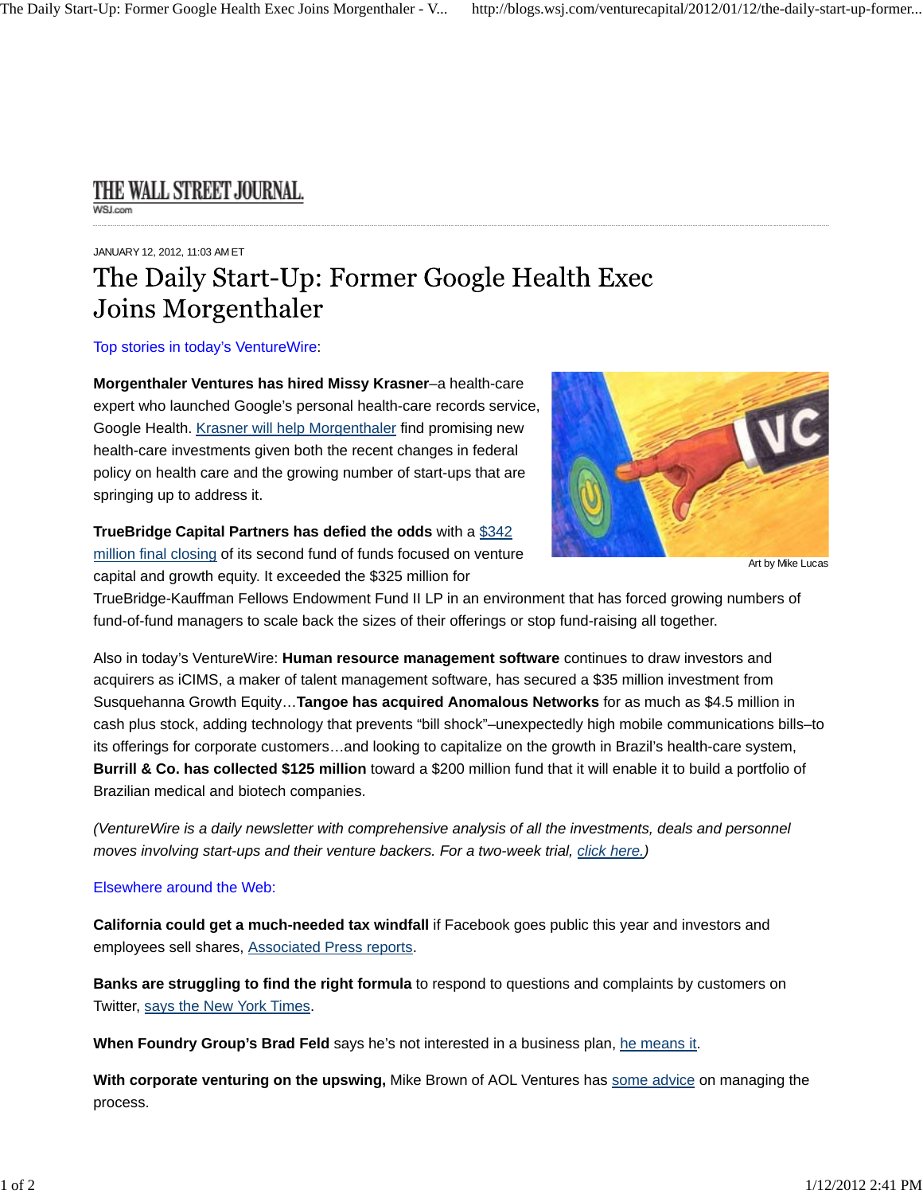THE WALL STREET JOURNAL.
WSJ.com

JANUARY 12, 2012, 11:03 AM ET

# The Daily Start-Up: Former Google Health Exec Joins Morgenthaler

Top stories in today's VentureWire:

**Morgenthaler Ventures has hired Missy Krasner**–a health-care expert who launched Google's personal health-care records service, Google Health. Krasner will help Morgenthaler find promising new health-care investments given both the recent changes in federal policy on health care and the growing number of start-ups that are springing up to address it.

Art by Mike Lucas

**TrueBridge Capital Partners has defied the odds** with a $342 million final closing of its second fund of funds focused on venture capital and growth equity. It exceeded the $325 million for TrueBridge-Kauffman Fellows Endowment Fund II LP in an environment that has forced growing numbers of fund-of-fund managers to scale back the sizes of their offerings or stop fund-raising all together.

Also in today's VentureWire: **Human resource management software** continues to draw investors and acquirers as iCIMS, a maker of talent management software, has secured a $35 million investment from Susquehanna Growth Equity…**Tangoe has acquired Anomalous Networks** for as much as $4.5 million in cash plus stock, adding technology that prevents "bill shock"–unexpectedly high mobile communications bills–to its offerings for corporate customers…and looking to capitalize on the growth in Brazil's health-care system, **Burrill & Co. has collected $125 million** toward a $200 million fund that it will enable it to build a portfolio of Brazilian medical and biotech companies.

*(VentureWire is a daily newsletter with comprehensive analysis of all the investments, deals and personnel moves involving start-ups and their venture backers. For a two-week trial, click here.)*

Elsewhere around the Web:

**California could get a much-needed tax windfall** if Facebook goes public this year and investors and employees sell shares, Associated Press reports.

**Banks are struggling to find the right formula** to respond to questions and complaints by customers on Twitter, says the New York Times.

**When Foundry Group's Brad Feld** says he's not interested in a business plan, he means it.

**With corporate venturing on the upswing,** Mike Brown of AOL Ventures has some advice on managing the process.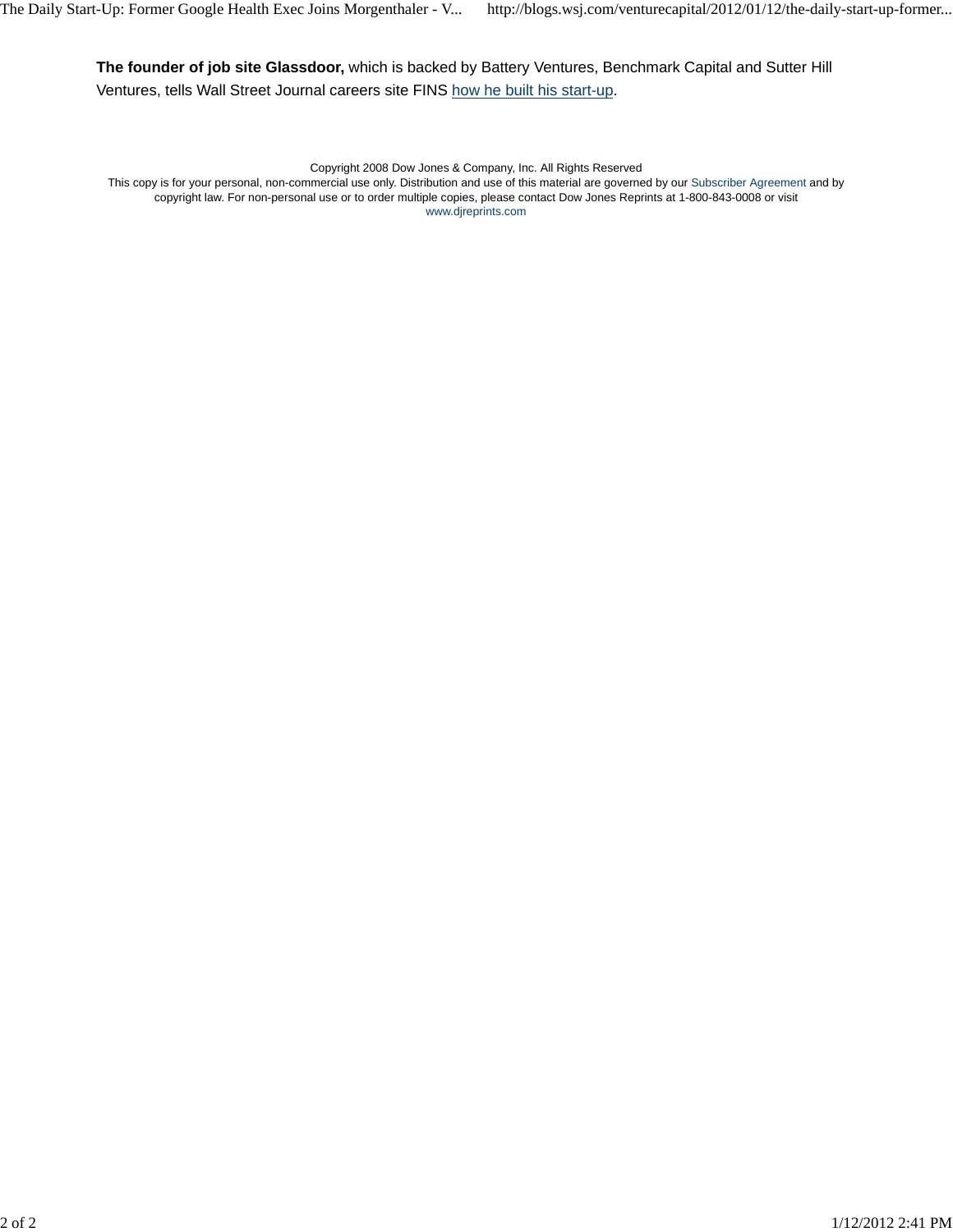**The founder of job site Glassdoor,** which is backed by Battery Ventures, Benchmark Capital and Sutter Hill Ventures, tells Wall Street Journal careers site FINS how he built his start-up.

Copyright 2008 Dow Jones & Company, Inc. All Rights Reserved
This copy is for your personal, non-commercial use only. Distribution and use of this material are governed by our Subscriber Agreement and by copyright law. For non-personal use or to order multiple copies, please contact Dow Jones Reprints at 1-800-843-0008 or visit www.djreprints.com